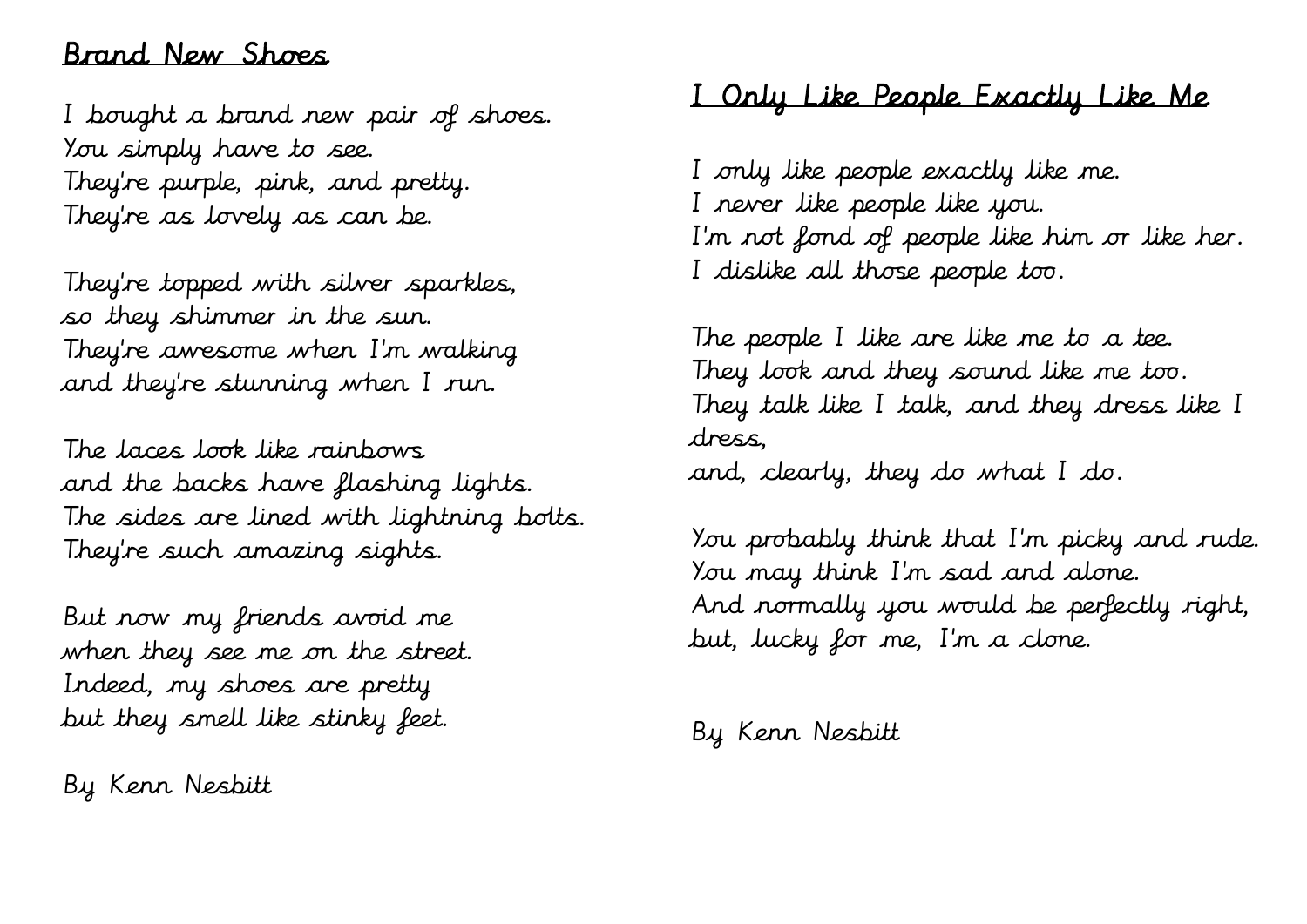## Brand New Shoes

I bought a brand new pair of shoes.
You simply have to see.
They're purple, pink, and pretty.
They're as lovely as can be.

They're topped with silver sparkles,
so they shimmer in the sun.
They're awesome when I'm walking
and they're stunning when I run.

The laces look like rainbows
and the backs have flashing lights.
The sides are lined with lightning bolts.
They're such amazing sights.

But now my friends avoid me
when they see me on the street.
Indeed, my shoes are pretty
but they smell like stinky feet.

By Kenn Nesbitt

## I Only Like People Exactly Like Me

I only like people exactly like me.
I never like people like you.
I'm not fond of people like him or like her.
I dislike all those people too.

The people I like are like me to a tee.
They look and they sound like me too.
They talk like I talk, and they dress like I dress,
and, clearly, they do what I do.

You probably think that I'm picky and rude.
You may think I'm sad and alone.
And normally you would be perfectly right,
but, lucky for me, I'm a clone.

By Kenn Nesbitt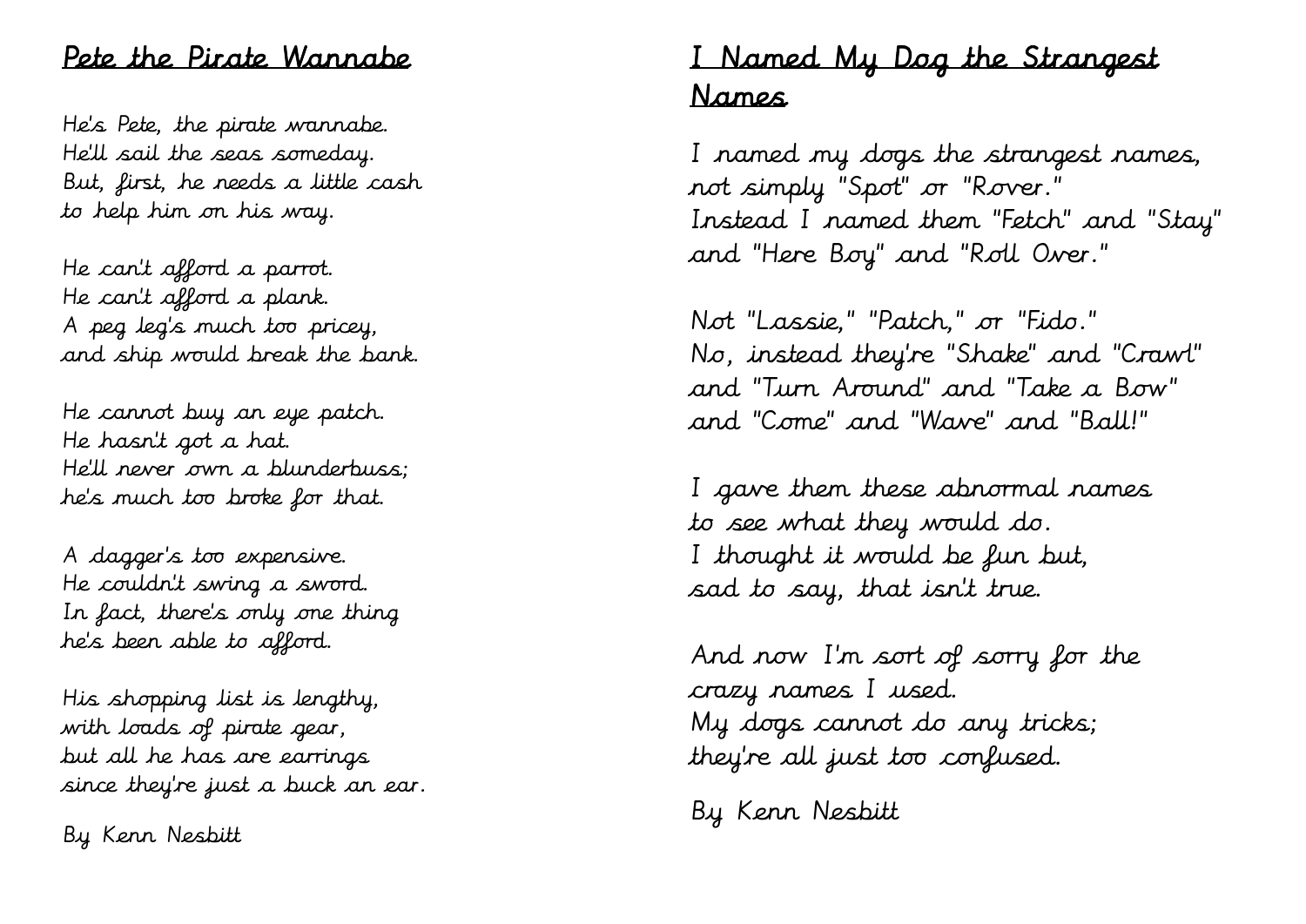## Pete the Pirate Wannabe

He's Pete, the pirate wannabe.  
He'll sail the seas someday.  
But, first, he needs a little cash  
to help him on his way.

He can't afford a parrot.  
He can't afford a plank.  
A peg leg's much too pricey,  
and ship would break the bank.

He cannot buy an eye patch.  
He hasn't got a hat.  
He'll never own a blunderbuss;  
he's much too broke for that.

A dagger's too expensive.  
He couldn't swing a sword.  
In fact, there's only one thing  
he's been able to afford.

His shopping list is lengthy,  
with loads of pirate gear,  
but all he has are earrings  
since they're just a buck an ear.

By Kenn Nesbitt

## I Named My Dog the Strangest Names

I named my dogs the strangest names,  
not simply "Spot" or "Rover."  
Instead I named them "Fetch" and "Stay"  
and "Here Boy" and "Roll Over."

Not "Lassie," "Patch," or "Fido."  
No, instead they're "Shake" and "Crawl"  
and "Turn Around" and "Take a Bow"  
and "Come" and "Wave" and "Ball!"

I gave them these abnormal names  
to see what they would do.  
I thought it would be fun but,  
sad to say, that isn't true.

And now I'm sort of sorry for the  
crazy names I used.  
My dogs cannot do any tricks;  
they're all just too confused.

By Kenn Nesbitt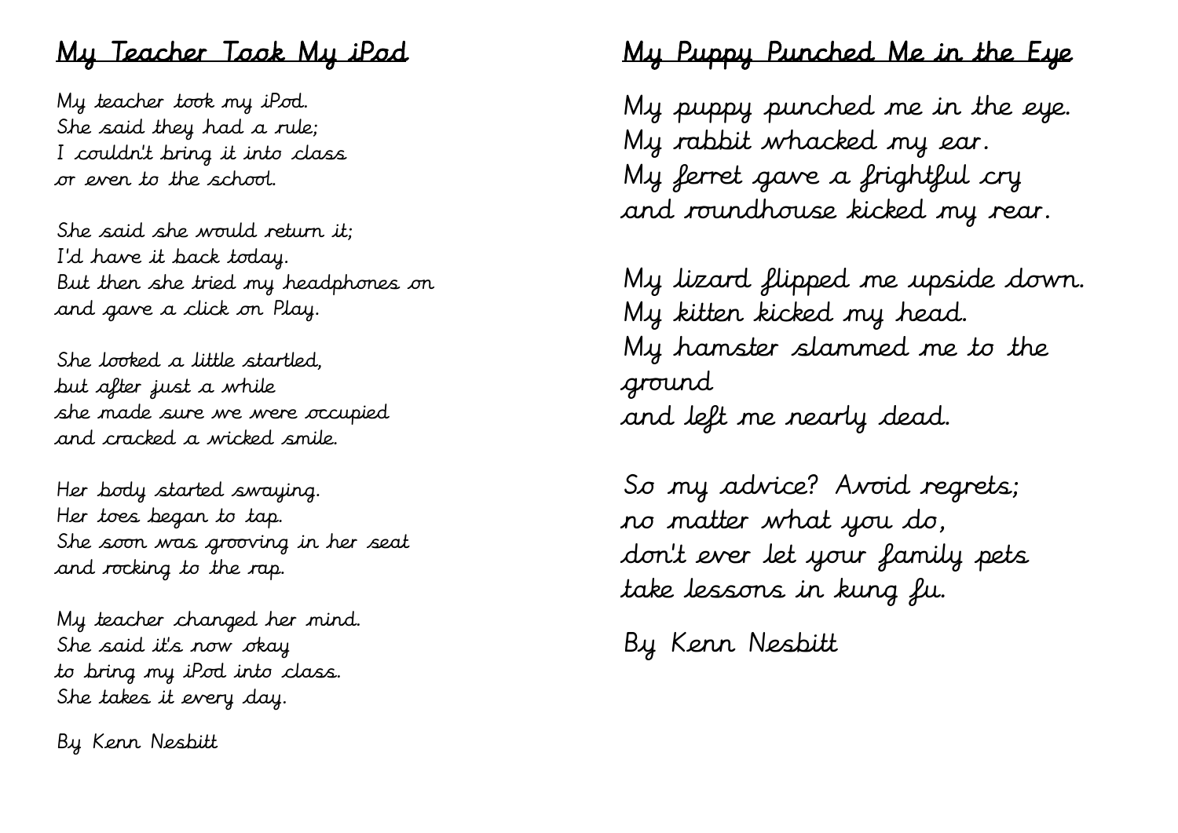## My Teacher Took My iPod

My teacher took my iPod.  
She said they had a rule;  
I couldn't bring it into class  
or even to the school.

She said she would return it;  
I'd have it back today.  
But then she tried my headphones on  
and gave a click on Play.

She looked a little startled,  
but after just a while  
she made sure we were occupied  
and cracked a wicked smile.

Her body started swaying.  
Her toes began to tap.  
She soon was grooving in her seat  
and rocking to the rap.

My teacher changed her mind.  
She said it's now okay  
to bring my iPod into class.  
She takes it every day.

By Kenn Nesbitt

## My Puppy Punched Me in the Eye

My puppy punched me in the eye.  
My rabbit whacked my ear.  
My ferret gave a frightful cry  
and roundhouse kicked my rear.

My lizard flipped me upside down.  
My kitten kicked my head.  
My hamster slammed me to the ground  
and left me nearly dead.

So my advice? Avoid regrets;  
no matter what you do,  
don't ever let your family pets  
take lessons in kung fu.

By Kenn Nesbitt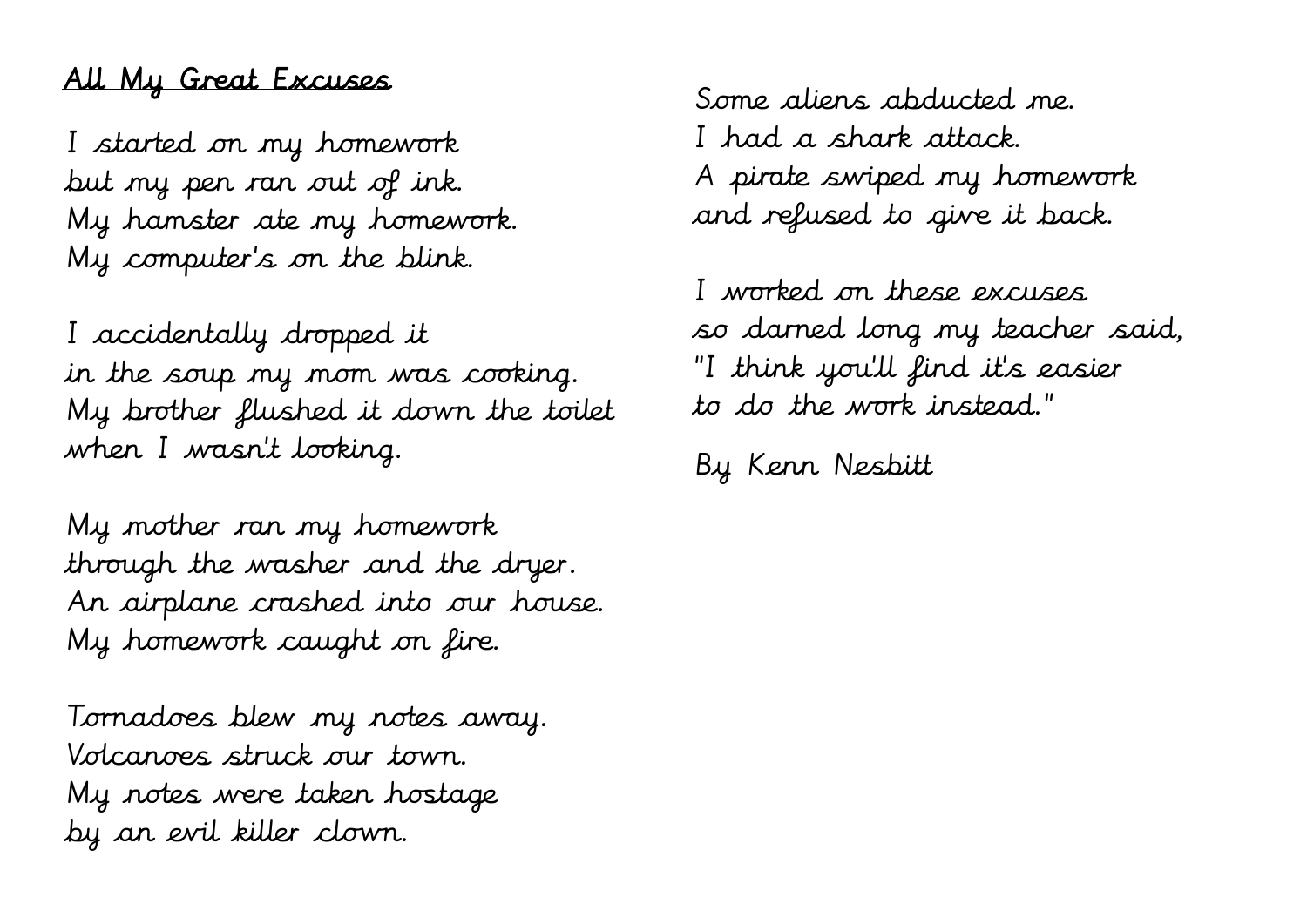## All My Great Excuses

I started on my homework
but my pen ran out of ink.
My hamster ate my homework.
My computer's on the blink.

I accidentally dropped it
in the soup my mom was cooking.
My brother flushed it down the toilet
when I wasn't looking.

My mother ran my homework
through the washer and the dryer.
An airplane crashed into our house.
My homework caught on fire.

Tornadoes blew my notes away.
Volcanoes struck our town.
My notes were taken hostage
by an evil killer clown.

Some aliens abducted me.
I had a shark attack.
A pirate swiped my homework
and refused to give it back.

I worked on these excuses
so darned long my teacher said,
"I think you'll find it's easier
to do the work instead."

By Kenn Nesbitt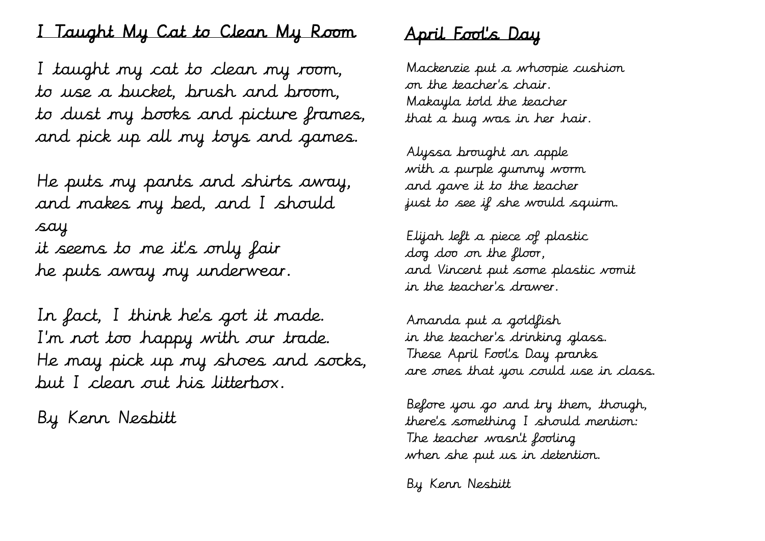## I Taught My Cat to Clean My Room

I taught my cat to clean my room,  
to use a bucket, brush and broom,  
to dust my books and picture frames,  
and pick up all my toys and games.

He puts my pants and shirts away,  
and makes my bed, and I should  
say  
it seems to me it's only fair  
he puts away my underwear.

In fact, I think he's got it made.  
I'm not too happy with our trade.  
He may pick up my shoes and socks,  
but I clean out his litterbox.

By Kenn Nesbitt

## April Fool's Day

Mackenzie put a whoopie cushion  
on the teacher's chair.  
Makayla told the teacher  
that a bug was in her hair.

Alyssa brought an apple  
with a purple gummy worm  
and gave it to the teacher  
just to see if she would squirm.

Elijah left a piece of plastic  
dog doo on the floor,  
and Vincent put some plastic vomit  
in the teacher's drawer.

Amanda put a goldfish  
in the teacher's drinking glass.  
These April Fool's Day pranks  
are ones that you could use in class.

Before you go and try them, though,  
there's something I should mention:  
The teacher wasn't fooling  
when she put us in detention.

By Kenn Nesbitt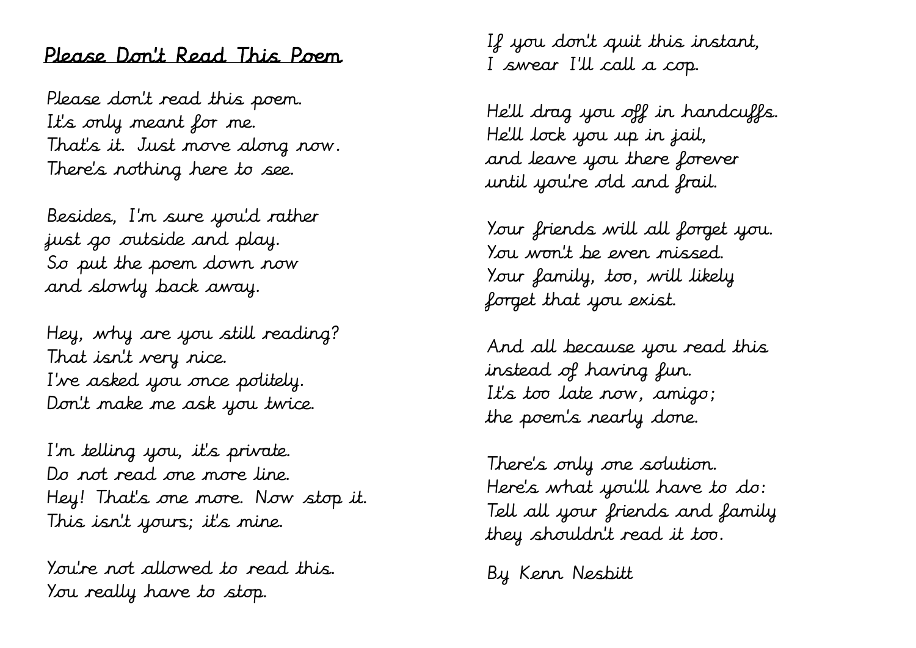# Please Don't Read This Poem

Please don't read this poem.
It's only meant for me.
That's it. Just move along now.
There's nothing here to see.

Besides, I'm sure you'd rather
just go outside and play.
So put the poem down now
and slowly back away.

Hey, why are you still reading?
That isn't very nice.
I've asked you once politely.
Don't make me ask you twice.

I'm telling you, it's private.
Do not read one more line.
Hey! That's one more. Now stop it.
This isn't yours; it's mine.

You're not allowed to read this.
You really have to stop.
If you don't quit this instant,
I swear I'll call a cop.

He'll drag you off in handcuffs.
He'll lock you up in jail,
and leave you there forever
until you're old and frail.

Your friends will all forget you.
You won't be even missed.
Your family, too, will likely
forget that you exist.

And all because you read this
instead of having fun.
It's too late now, amigo;
the poem's nearly done.

There's only one solution.
Here's what you'll have to do:
Tell all your friends and family
they shouldn't read it too.

By Kenn Nesbitt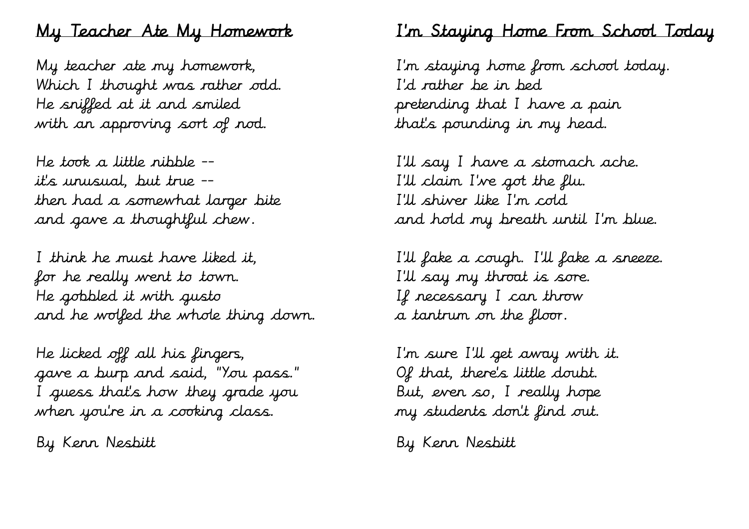## My Teacher Ate My Homework

My teacher ate my homework,
Which I thought was rather odd.
He sniffed at it and smiled
with an approving sort of nod.

He took a little nibble --
it's unusual, but true --
then had a somewhat larger bite
and gave a thoughtful chew.

I think he must have liked it,
for he really went to town.
He gobbled it with gusto
and he wolfed the whole thing down.

He licked off all his fingers,
gave a burp and said, "You pass."
I guess that's how they grade you
when you're in a cooking class.

By Kenn Nesbitt

## I'm Staying Home From School Today

I'm staying home from school today.
I'd rather be in bed
pretending that I have a pain
that's pounding in my head.

I'll say I have a stomach ache.
I'll claim I've got the flu.
I'll shiver like I'm cold
and hold my breath until I'm blue.

I'll fake a cough. I'll fake a sneeze.
I'll say my throat is sore.
If necessary I can throw
a tantrum on the floor.

I'm sure I'll get away with it.
Of that, there's little doubt.
But, even so, I really hope
my students don't find out.

By Kenn Nesbitt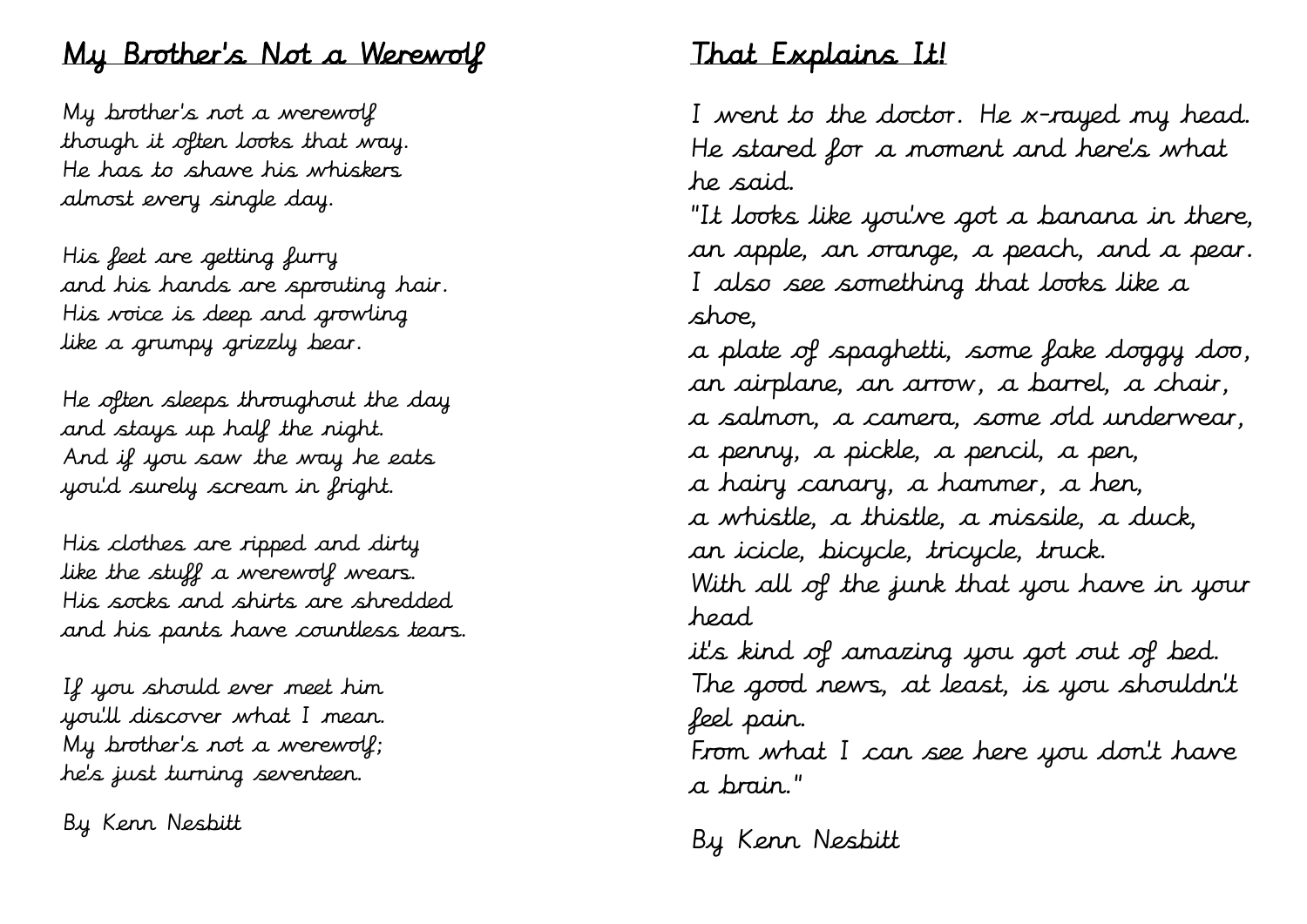## My Brother's Not a Werewolf

My brother's not a werewolf  
though it often looks that way.  
He has to shave his whiskers  
almost every single day.

His feet are getting furry  
and his hands are sprouting hair.  
His voice is deep and growling  
like a grumpy grizzly bear.

He often sleeps throughout the day  
and stays up half the night.  
And if you saw the way he eats  
you'd surely scream in fright.

His clothes are ripped and dirty  
like the stuff a werewolf wears.  
His socks and shirts are shredded  
and his pants have countless tears.

If you should ever meet him  
you'll discover what I mean.  
My brother's not a werewolf;  
he's just turning seventeen.

By Kenn Nesbitt

## That Explains It!

I went to the doctor. He x-rayed my head.  
He stared for a moment and here's what he said.  
"It looks like you've got a banana in there,  
an apple, an orange, a peach, and a pear.  
I also see something that looks like a shoe,  
a plate of spaghetti, some fake doggy doo,  
an airplane, an arrow, a barrel, a chair,  
a salmon, a camera, some old underwear,  
a penny, a pickle, a pencil, a pen,  
a hairy canary, a hammer, a hen,  
a whistle, a thistle, a missile, a duck,  
an icicle, bicycle, tricycle, truck.  
With all of the junk that you have in your head  
it's kind of amazing you got out of bed.  
The good news, at least, is you shouldn't feel pain.  
From what I can see here you don't have a brain."

By Kenn Nesbitt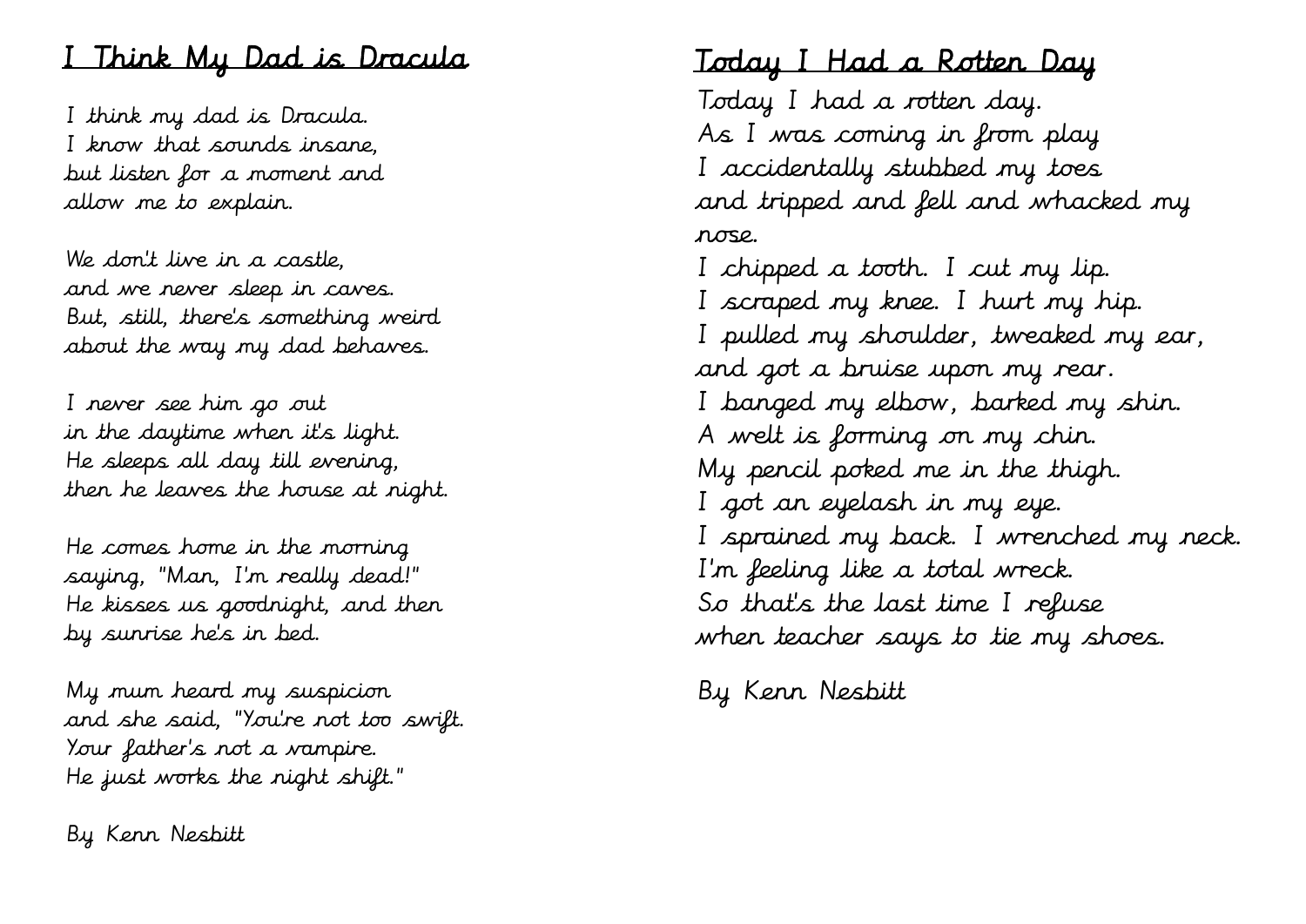## I Think My Dad is Dracula

I think my dad is Dracula.
I know that sounds insane,
but listen for a moment and
allow me to explain.

We don't live in a castle,
and we never sleep in caves.
But, still, there's something weird
about the way my dad behaves.

I never see him go out
in the daytime when it's light.
He sleeps all day till evening,
then he leaves the house at night.

He comes home in the morning
saying, "Man, I'm really dead!"
He kisses us goodnight, and then
by sunrise he's in bed.

My mum heard my suspicion
and she said, "You're not too swift.
Your father's not a vampire.
He just works the night shift."

By Kenn Nesbitt

## Today I Had a Rotten Day

Today I had a rotten day.
As I was coming in from play
I accidentally stubbed my toes
and tripped and fell and whacked my nose.
I chipped a tooth. I cut my lip.
I scraped my knee. I hurt my hip.
I pulled my shoulder, tweaked my ear,
and got a bruise upon my rear.
I banged my elbow, barked my shin.
A welt is forming on my chin.
My pencil poked me in the thigh.
I got an eyelash in my eye.
I sprained my back. I wrenched my neck.
I'm feeling like a total wreck.
So that's the last time I refuse
when teacher says to tie my shoes.

By Kenn Nesbitt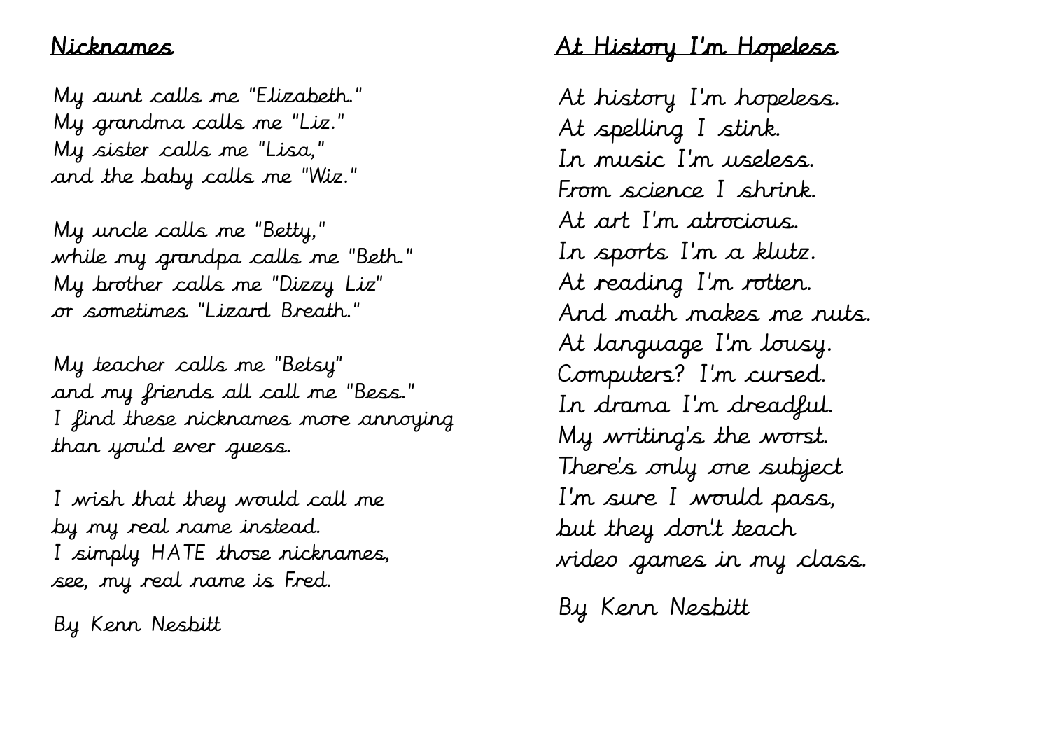## Nicknames

My aunt calls me "Elizabeth."
My grandma calls me "Liz."
My sister calls me "Lisa,"
and the baby calls me "Wiz."

My uncle calls me "Betty,"
while my grandpa calls me "Beth."
My brother calls me "Dizzy Liz"
or sometimes "Lizard Breath."

My teacher calls me "Betsy"
and my friends all call me "Bess."
I find these nicknames more annoying
than you'd ever guess.

I wish that they would call me
by my real name instead.
I simply HATE those nicknames,
see, my real name is Fred.

By Kenn Nesbitt

## At History I'm Hopeless

At history I'm hopeless.
At spelling I stink.
In music I'm useless.
From science I shrink.
At art I'm atrocious.
In sports I'm a klutz.
At reading I'm rotten.
And math makes me nuts.
At language I'm lousy.
Computers? I'm cursed.
In drama I'm dreadful.
My writing's the worst.
There's only one subject
I'm sure I would pass,
but they don't teach
video games in my class.

By Kenn Nesbitt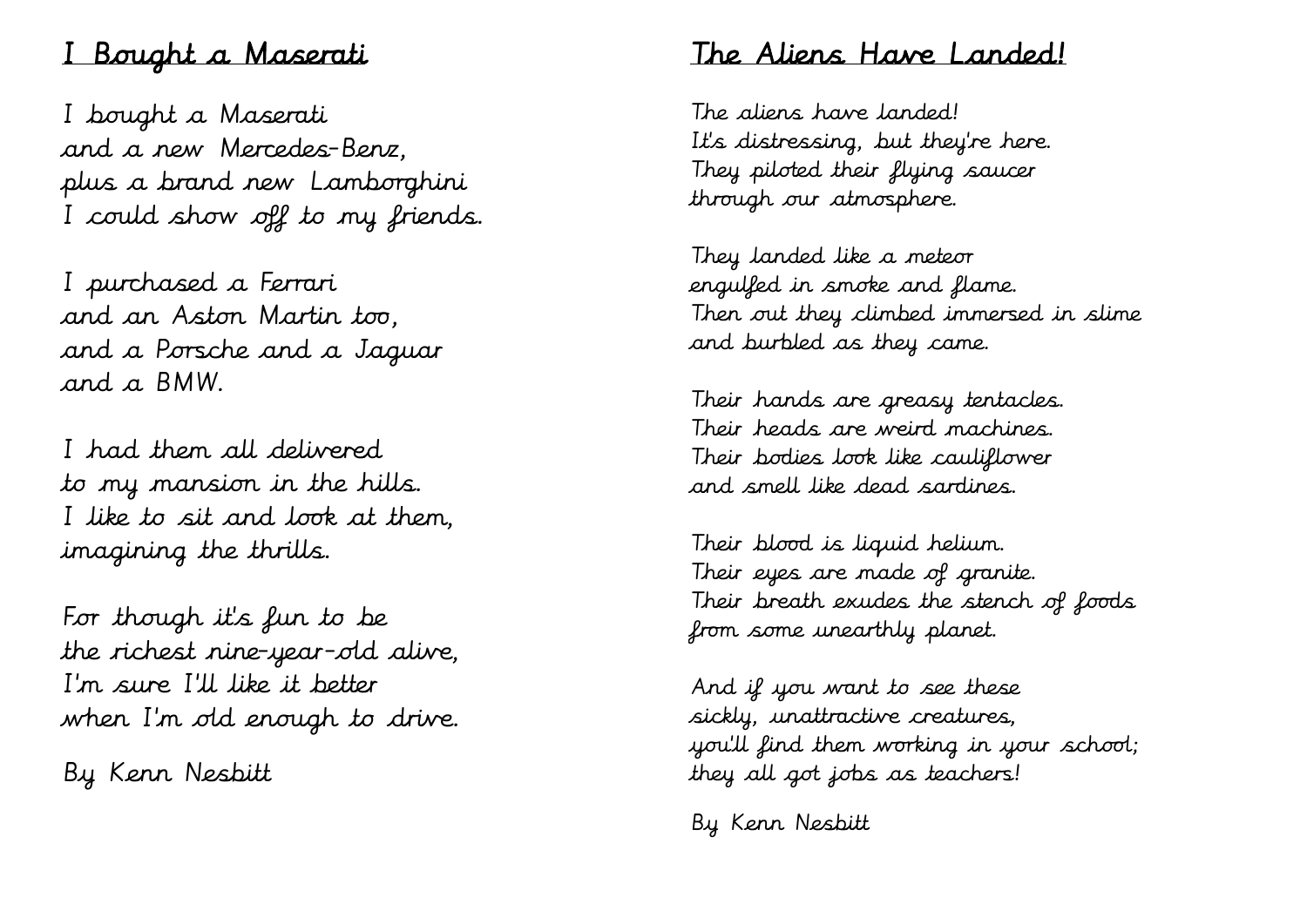## I Bought a Maserati

I bought a Maserati
and a new Mercedes-Benz,
plus a brand new Lamborghini
I could show off to my friends.

I purchased a Ferrari
and an Aston Martin too,
and a Porsche and a Jaguar
and a BMW.

I had them all delivered
to my mansion in the hills.
I like to sit and look at them,
imagining the thrills.

For though it's fun to be
the richest nine-year-old alive,
I'm sure I'll like it better
when I'm old enough to drive.

By Kenn Nesbitt

## The Aliens Have Landed!

The aliens have landed!
It's distressing, but they're here.
They piloted their flying saucer
through our atmosphere.

They landed like a meteor
engulfed in smoke and flame.
Then out they climbed immersed in slime
and burbled as they came.

Their hands are greasy tentacles.
Their heads are weird machines.
Their bodies look like cauliflower
and smell like dead sardines.

Their blood is liquid helium.
Their eyes are made of granite.
Their breath exudes the stench of foods
from some unearthly planet.

And if you want to see these
sickly, unattractive creatures,
you'll find them working in your school;
they all got jobs as teachers!

By Kenn Nesbitt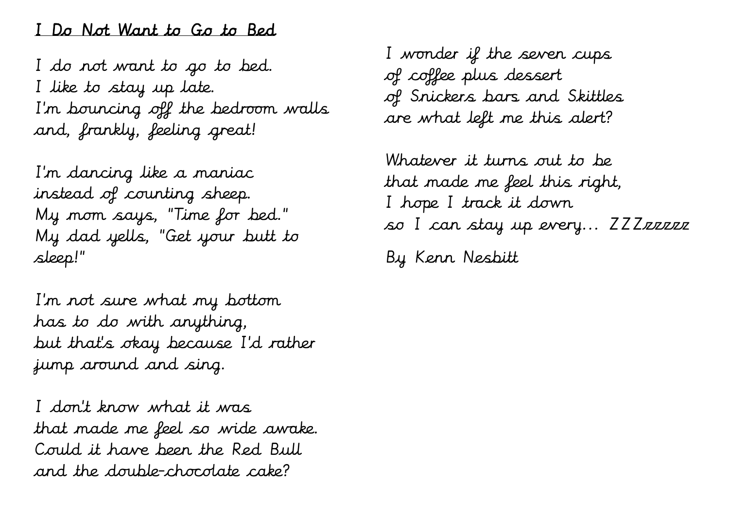## I Do Not Want to Go to Bed

I do not want to go to bed.
I like to stay up late.
I'm bouncing off the bedroom walls
and, frankly, feeling great!

I'm dancing like a maniac
instead of counting sheep.
My mom says, "Time for bed."
My dad yells, "Get your butt to
sleep!"

I'm not sure what my bottom
has to do with anything,
but that's okay because I'd rather
jump around and sing.

I don't know what it was
that made me feel so wide awake.
Could it have been the Red Bull
and the double-chocolate cake?

I wonder if the seven cups
of coffee plus dessert
of Snickers bars and Skittles
are what left me this alert?

Whatever it turns out to be
that made me feel this right,
I hope I track it down
so I can stay up every… ZZZzzzzz

By Kenn Nesbitt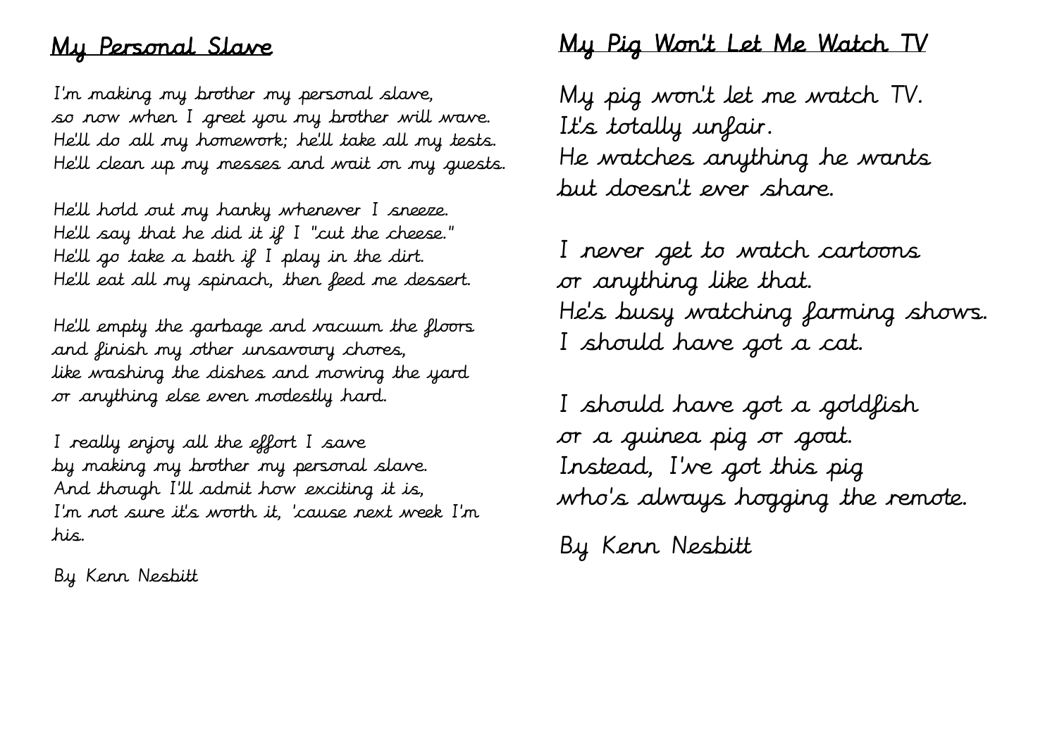## My Personal Slave

I'm making my brother my personal slave,
so now when I greet you my brother will wave.
He'll do all my homework; he'll take all my tests.
He'll clean up my messes and wait on my guests.

He'll hold out my hanky whenever I sneeze.
He'll say that he did it if I "cut the cheese."
He'll go take a bath if I play in the dirt.
He'll eat all my spinach, then feed me dessert.

He'll empty the garbage and vacuum the floors
and finish my other unsavoury chores,
like washing the dishes and mowing the yard
or anything else even modestly hard.

I really enjoy all the effort I save
by making my brother my personal slave.
And though I'll admit how exciting it is,
I'm not sure it's worth it, 'cause next week I'm his.

By Kenn Nesbitt

## My Pig Won't Let Me Watch TV

My pig won't let me watch TV.
It's totally unfair.
He watches anything he wants
but doesn't ever share.

I never get to watch cartoons
or anything like that.
He's busy watching farming shows.
I should have got a cat.

I should have got a goldfish
or a guinea pig or goat.
Instead, I've got this pig
who's always hogging the remote.

By Kenn Nesbitt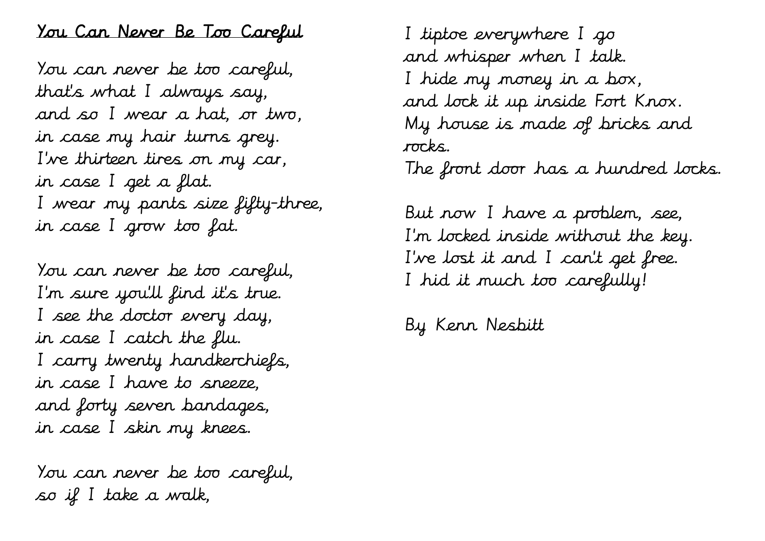# You Can Never Be Too Careful

You can never be too careful,
that's what I always say,
and so I wear a hat, or two,
in case my hair turns grey.
I've thirteen tires on my car,
in case I get a flat.
I wear my pants size fifty-three,
in case I grow too fat.

You can never be too careful,
I'm sure you'll find it's true.
I see the doctor every day,
in case I catch the flu.
I carry twenty handkerchiefs,
in case I have to sneeze,
and forty seven bandages,
in case I skin my knees.

You can never be too careful,
so if I take a walk,
I tiptoe everywhere I go
and whisper when I talk.
I hide my money in a box,
and lock it up inside Fort Knox.
My house is made of bricks and
rocks.
The front door has a hundred locks.

But now I have a problem, see,
I'm locked inside without the key.
I've lost it and I can't get free.
I hid it much too carefully!

By Kenn Nesbitt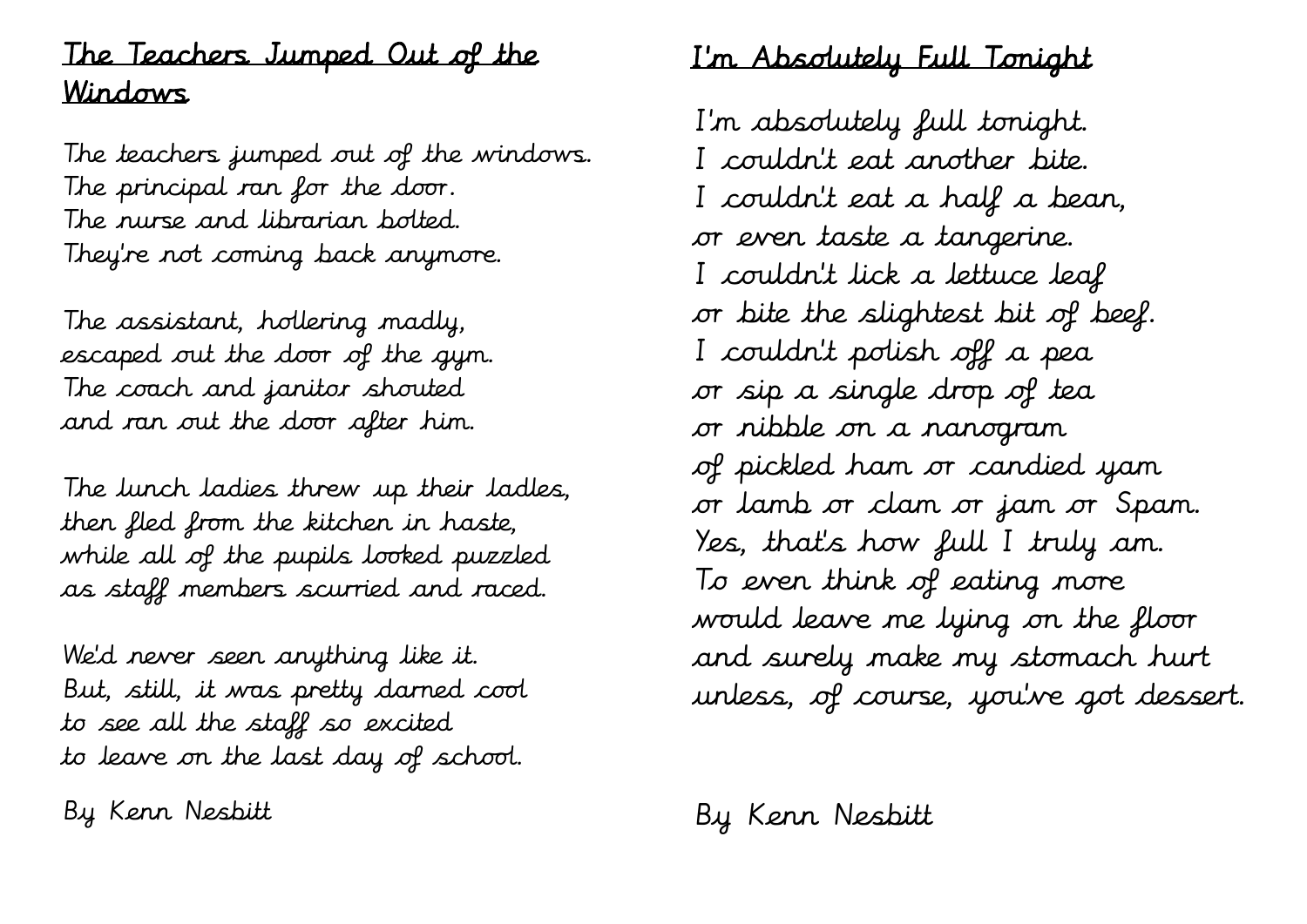## The Teachers Jumped Out of the Windows

The teachers jumped out of the windows.
The principal ran for the door.
The nurse and librarian bolted.
They're not coming back anymore.

The assistant, hollering madly,
escaped out the door of the gym.
The coach and janitor shouted
and ran out the door after him.

The lunch ladies threw up their ladles,
then fled from the kitchen in haste,
while all of the pupils looked puzzled
as staff members scurried and raced.

We'd never seen anything like it.
But, still, it was pretty darned cool
to see all the staff so excited
to leave on the last day of school.

By Kenn Nesbitt

## I'm Absolutely Full Tonight

I'm absolutely full tonight.
I couldn't eat another bite.
I couldn't eat a half a bean,
or even taste a tangerine.
I couldn't lick a lettuce leaf
or bite the slightest bit of beef.
I couldn't polish off a pea
or sip a single drop of tea
or nibble on a nanogram
of pickled ham or candied yam
or lamb or clam or jam or Spam.
Yes, that's how full I truly am.
To even think of eating more
would leave me lying on the floor
and surely make my stomach hurt
unless, of course, you've got dessert.

By Kenn Nesbitt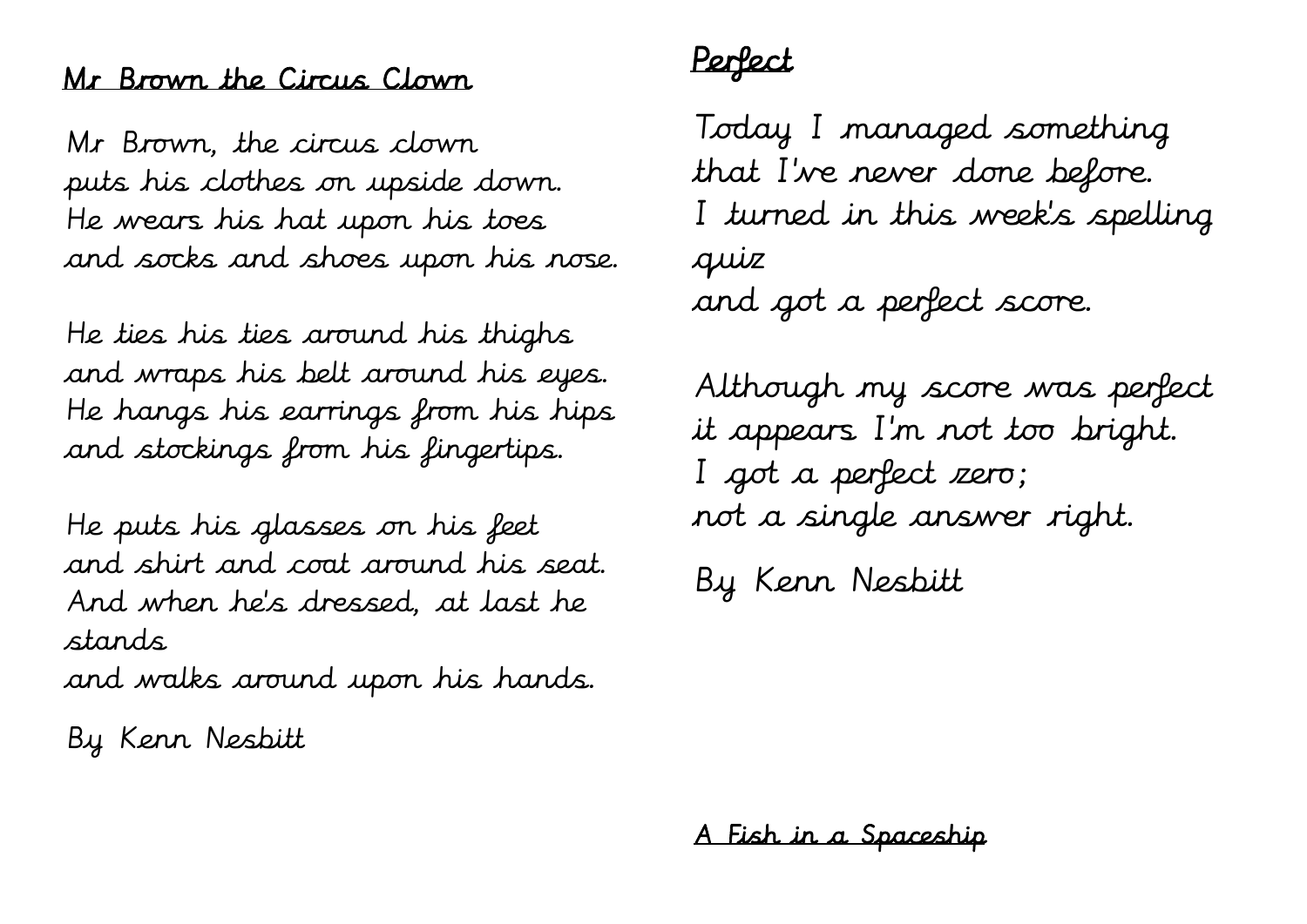## Mr Brown the Circus Clown

Mr Brown, the circus clown
puts his clothes on upside down.
He wears his hat upon his toes
and socks and shoes upon his nose.

He ties his ties around his thighs
and wraps his belt around his eyes.
He hangs his earrings from his hips
and stockings from his fingertips.

He puts his glasses on his feet
and shirt and coat around his seat.
And when he's dressed, at last he stands
and walks around upon his hands.

By Kenn Nesbitt

## Perfect

Today I managed something
that I've never done before.
I turned in this week's spelling quiz
and got a perfect score.

Although my score was perfect
it appears I'm not too bright.
I got a perfect zero;
not a single answer right.

By Kenn Nesbitt

## A Fish in a Spaceship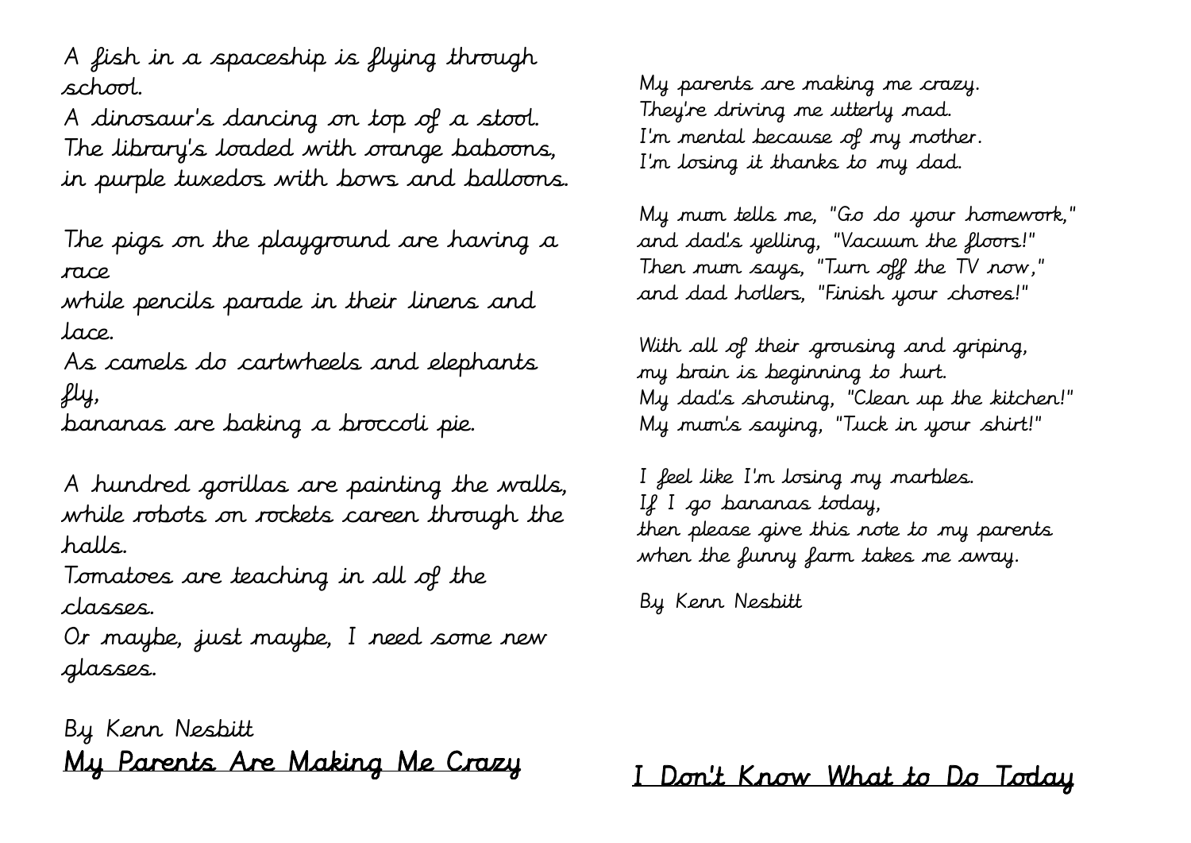A fish in a spaceship is flying through school.
A dinosaur's dancing on top of a stool.
The library's loaded with orange baboons,
in purple tuxedos with bows and balloons.

The pigs on the playground are having a race
while pencils parade in their linens and lace.
As camels do cartwheels and elephants fly,
bananas are baking a broccoli pie.

A hundred gorillas are painting the walls,
while robots on rockets careen through the halls.
Tomatoes are teaching in all of the classes.
Or maybe, just maybe, I need some new glasses.

By Kenn Nesbitt

## My Parents Are Making Me Crazy

My parents are making me crazy.
They're driving me utterly mad.
I'm mental because of my mother.
I'm losing it thanks to my dad.

My mum tells me, "Go do your homework,"
and dad's yelling, "Vacuum the floors!"
Then mum says, "Turn off the TV now,"
and dad hollers, "Finish your chores!"

With all of their grousing and griping,
my brain is beginning to hurt.
My dad's shouting, "Clean up the kitchen!"
My mum's saying, "Tuck in your shirt!"

I feel like I'm losing my marbles.
If I go bananas today,
then please give this note to my parents
when the funny farm takes me away.

By Kenn Nesbitt

## I Don't Know What to Do Today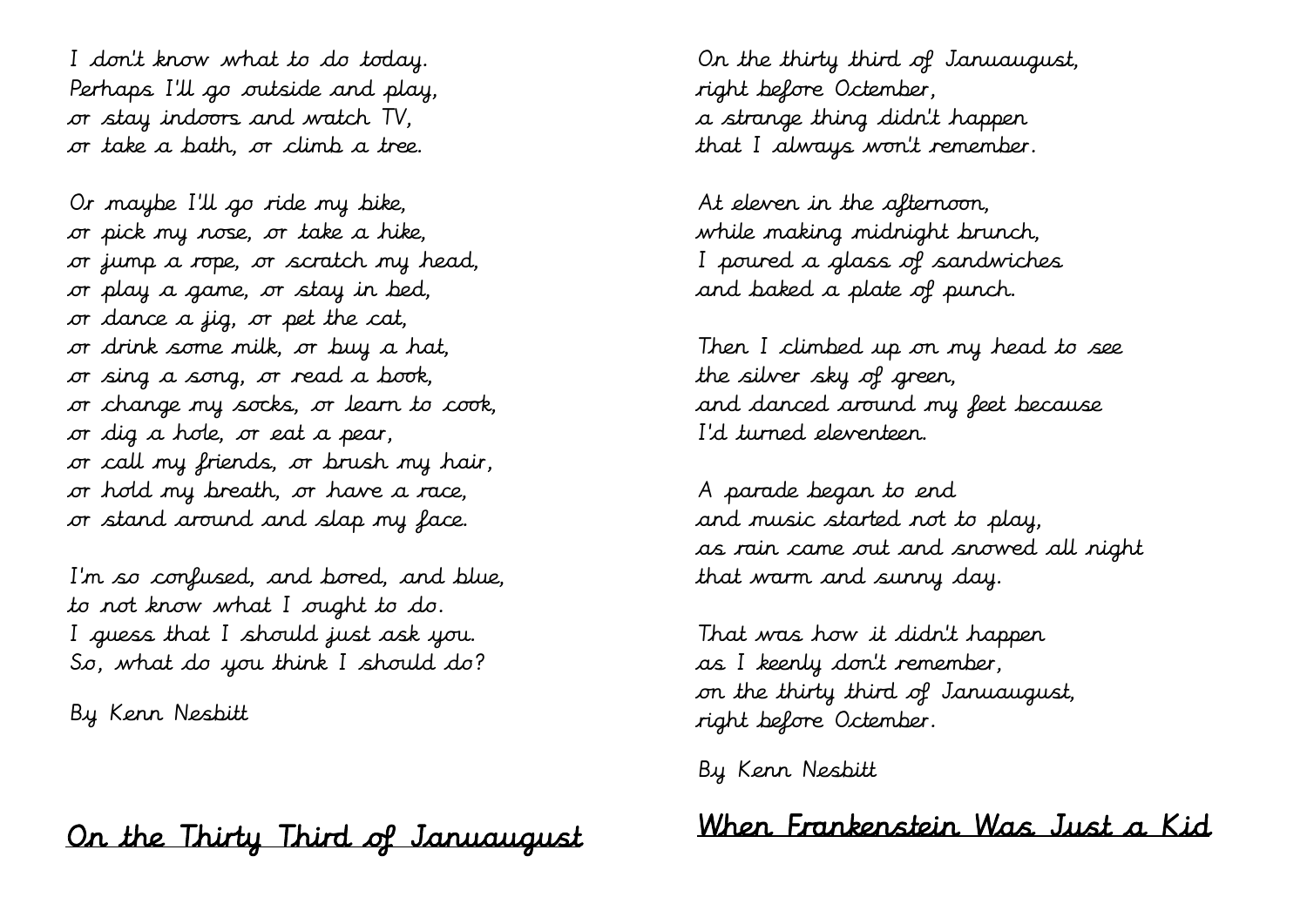I don't know what to do today.
Perhaps I'll go outside and play,
or stay indoors and watch TV,
or take a bath, or climb a tree.

Or maybe I'll go ride my bike,
or pick my nose, or take a hike,
or jump a rope, or scratch my head,
or play a game, or stay in bed,
or dance a jig, or pet the cat,
or drink some milk, or buy a hat,
or sing a song, or read a book,
or change my socks, or learn to cook,
or dig a hole, or eat a pear,
or call my friends, or brush my hair,
or hold my breath, or have a race,
or stand around and slap my face.

I'm so confused, and bored, and blue,
to not know what I ought to do.
I guess that I should just ask you.
So, what do you think I should do?

By Kenn Nesbitt

## On the Thirty Third of Januaugust

On the thirty third of Januaugust,
right before Octember,
a strange thing didn't happen
that I always won't remember.

At eleven in the afternoon,
while making midnight brunch,
I poured a glass of sandwiches
and baked a plate of punch.

Then I climbed up on my head to see
the silver sky of green,
and danced around my feet because
I'd turned eleventeen.

A parade began to end
and music started not to play,
as rain came out and snowed all night
that warm and sunny day.

That was how it didn't happen
as I keenly don't remember,
on the thirty third of Januaugust,
right before Octember.

By Kenn Nesbitt

## When Frankenstein Was Just a Kid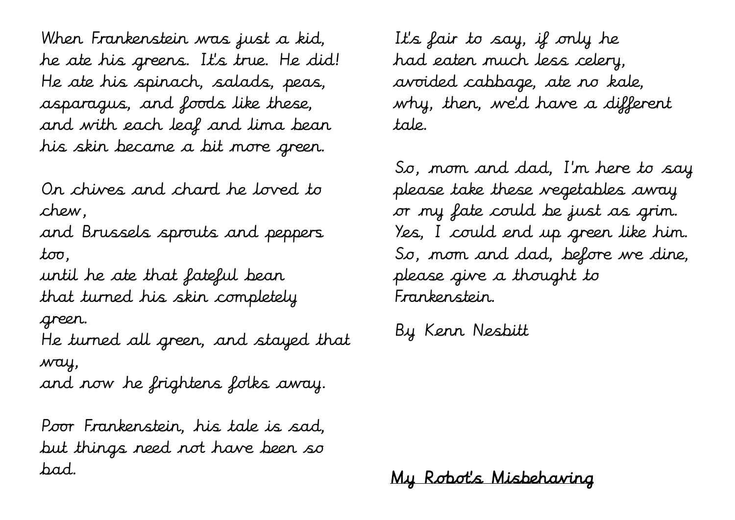When Frankenstein was just a kid,
he ate his greens. It's true. He did!
He ate his spinach, salads, peas,
asparagus, and foods like these,
and with each leaf and lima bean
his skin became a bit more green.

On chives and chard he loved to chew,
and Brussels sprouts and peppers too,
until he ate that fateful bean
that turned his skin completely green.
He turned all green, and stayed that way,
and now he frightens folks away.

Poor Frankenstein, his tale is sad,
but things need not have been so bad.
It's fair to say, if only he
had eaten much less celery,
avoided cabbage, ate no kale,
why, then, we'd have a different tale.

So, mom and dad, I'm here to say
please take these vegetables away
or my fate could be just as grim.
Yes, I could end up green like him.
So, mom and dad, before we dine,
please give a thought to Frankenstein.

By Kenn Nesbitt

## My Robot's Misbehaving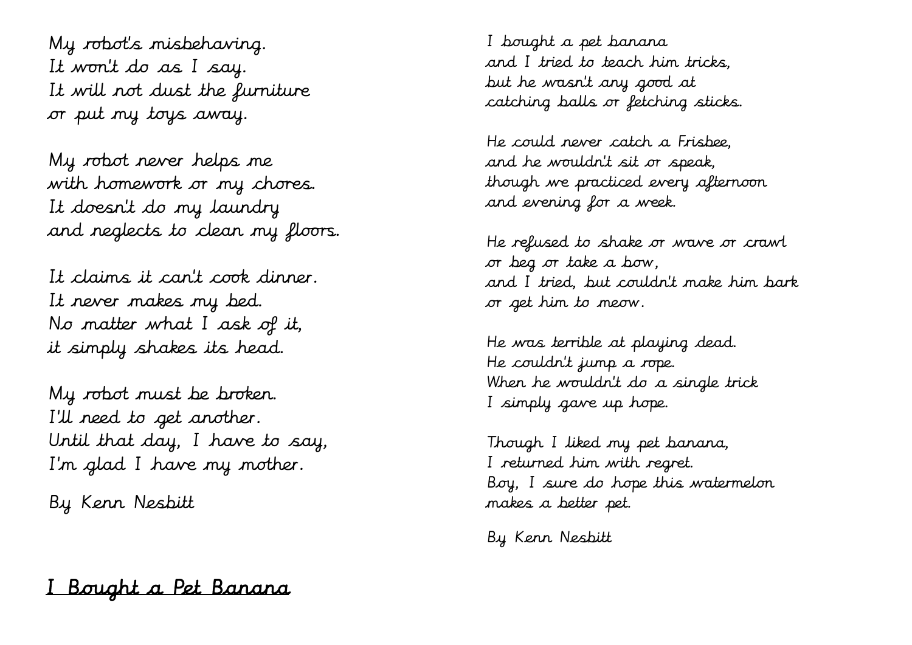My robot's misbehaving.
It won't do as I say.
It will not dust the furniture
or put my toys away.

My robot never helps me
with homework or my chores.
It doesn't do my laundry
and neglects to clean my floors.

It claims it can't cook dinner.
It never makes my bed.
No matter what I ask of it,
it simply shakes its head.

My robot must be broken.
I'll need to get another.
Until that day, I have to say,
I'm glad I have my mother.

By Kenn Nesbitt

## I Bought a Pet Banana

I bought a pet banana
and I tried to teach him tricks,
but he wasn't any good at
catching balls or fetching sticks.

He could never catch a Frisbee,
and he wouldn't sit or speak,
though we practiced every afternoon
and evening for a week.

He refused to shake or wave or crawl
or beg or take a bow,
and I tried, but couldn't make him bark
or get him to meow.

He was terrible at playing dead.
He couldn't jump a rope.
When he wouldn't do a single trick
I simply gave up hope.

Though I liked my pet banana,
I returned him with regret.
Boy, I sure do hope this watermelon
makes a better pet.

By Kenn Nesbitt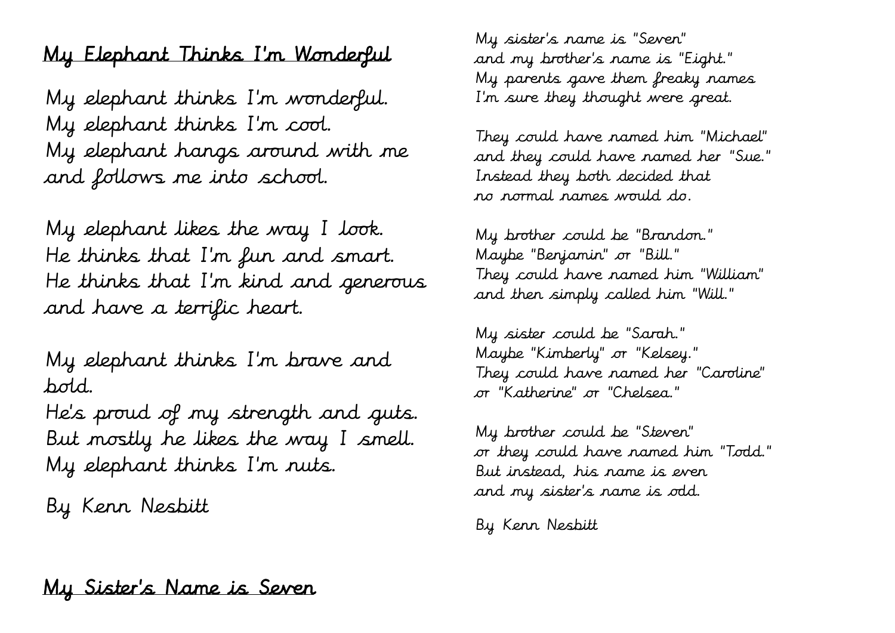## My Elephant Thinks I'm Wonderful

My elephant thinks I'm wonderful.
My elephant thinks I'm cool.
My elephant hangs around with me
and follows me into school.

My elephant likes the way I look.
He thinks that I'm fun and smart.
He thinks that I'm kind and generous
and have a terrific heart.

My elephant thinks I'm brave and bold.
He's proud of my strength and guts.
But mostly he likes the way I smell.
My elephant thinks I'm nuts.

By Kenn Nesbitt

## My Sister's Name is Seven

My sister's name is "Seven"
and my brother's name is "Eight."
My parents gave them freaky names
I'm sure they thought were great.

They could have named him "Michael"
and they could have named her "Sue."
Instead they both decided that
no normal names would do.

My brother could be "Brandon."
Maybe "Benjamin" or "Bill."
They could have named him "William"
and then simply called him "Will."

My sister could be "Sarah."
Maybe "Kimberly" or "Kelsey."
They could have named her "Caroline"
or "Katherine" or "Chelsea."

My brother could be "Steven"
or they could have named him "Todd."
But instead, his name is even
and my sister's name is odd.

By Kenn Nesbitt